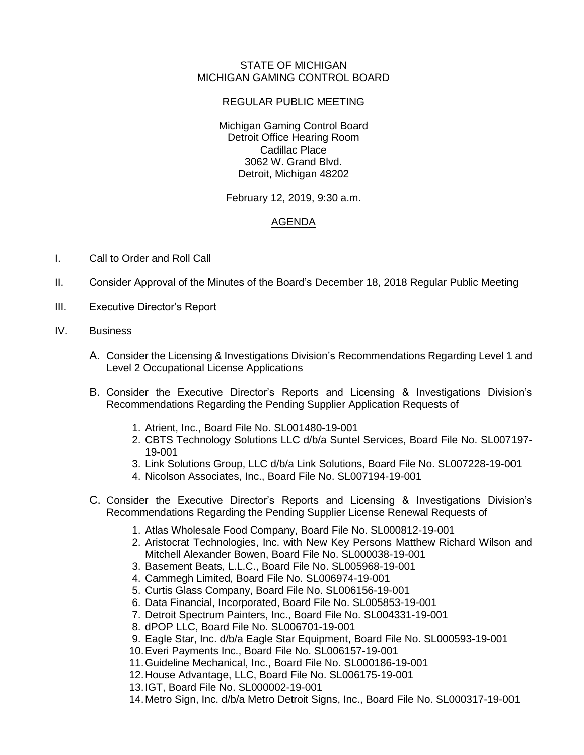STATE OF MICHIGAN
MICHIGAN GAMING CONTROL BOARD

REGULAR PUBLIC MEETING

Michigan Gaming Control Board
Detroit Office Hearing Room
Cadillac Place
3062 W. Grand Blvd.
Detroit, Michigan 48202

February 12, 2019, 9:30 a.m.

## AGENDA

I. Call to Order and Roll Call

II. Consider Approval of the Minutes of the Board's December 18, 2018 Regular Public Meeting

III. Executive Director's Report

IV. Business

A. Consider the Licensing & Investigations Division's Recommendations Regarding Level 1 and Level 2 Occupational License Applications

B. Consider the Executive Director's Reports and Licensing & Investigations Division's Recommendations Regarding the Pending Supplier Application Requests of

1. Atrient, Inc., Board File No. SL001480-19-001
2. CBTS Technology Solutions LLC d/b/a Suntel Services, Board File No. SL007197-19-001
3. Link Solutions Group, LLC d/b/a Link Solutions, Board File No. SL007228-19-001
4. Nicolson Associates, Inc., Board File No. SL007194-19-001

C. Consider the Executive Director's Reports and Licensing & Investigations Division's Recommendations Regarding the Pending Supplier License Renewal Requests of

1. Atlas Wholesale Food Company, Board File No. SL000812-19-001
2. Aristocrat Technologies, Inc. with New Key Persons Matthew Richard Wilson and Mitchell Alexander Bowen, Board File No. SL000038-19-001
3. Basement Beats, L.L.C., Board File No. SL005968-19-001
4. Cammegh Limited, Board File No. SL006974-19-001
5. Curtis Glass Company, Board File No. SL006156-19-001
6. Data Financial, Incorporated, Board File No. SL005853-19-001
7. Detroit Spectrum Painters, Inc., Board File No. SL004331-19-001
8. dPOP LLC, Board File No. SL006701-19-001
9. Eagle Star, Inc. d/b/a Eagle Star Equipment, Board File No. SL000593-19-001
10. Everi Payments Inc., Board File No. SL006157-19-001
11. Guideline Mechanical, Inc., Board File No. SL000186-19-001
12. House Advantage, LLC, Board File No. SL006175-19-001
13. IGT, Board File No. SL000002-19-001
14. Metro Sign, Inc. d/b/a Metro Detroit Signs, Inc., Board File No. SL000317-19-001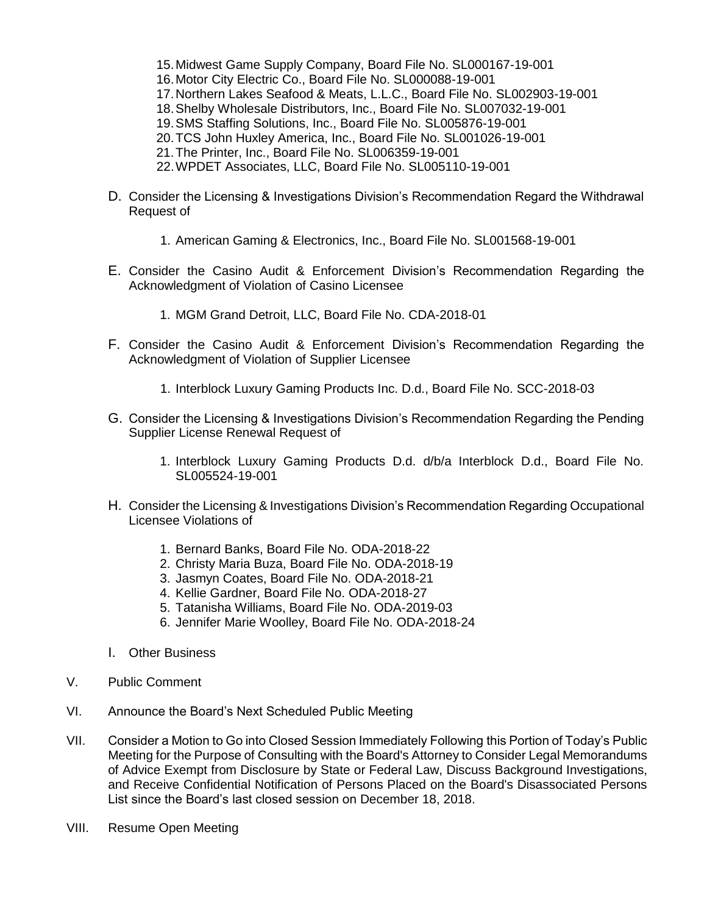15. Midwest Game Supply Company, Board File No. SL000167-19-001
16. Motor City Electric Co., Board File No. SL000088-19-001
17. Northern Lakes Seafood & Meats, L.L.C., Board File No. SL002903-19-001
18. Shelby Wholesale Distributors, Inc., Board File No. SL007032-19-001
19. SMS Staffing Solutions, Inc., Board File No. SL005876-19-001
20. TCS John Huxley America, Inc., Board File No. SL001026-19-001
21. The Printer, Inc., Board File No. SL006359-19-001
22. WPDET Associates, LLC, Board File No. SL005110-19-001

D. Consider the Licensing & Investigations Division's Recommendation Regard the Withdrawal Request of

   1. American Gaming & Electronics, Inc., Board File No. SL001568-19-001

E. Consider the Casino Audit & Enforcement Division's Recommendation Regarding the Acknowledgment of Violation of Casino Licensee

   1. MGM Grand Detroit, LLC, Board File No. CDA-2018-01

F. Consider the Casino Audit & Enforcement Division's Recommendation Regarding the Acknowledgment of Violation of Supplier Licensee

   1. Interblock Luxury Gaming Products Inc. D.d., Board File No. SCC-2018-03

G. Consider the Licensing & Investigations Division's Recommendation Regarding the Pending Supplier License Renewal Request of

   1. Interblock Luxury Gaming Products D.d. d/b/a Interblock D.d., Board File No. SL005524-19-001

H. Consider the Licensing & Investigations Division's Recommendation Regarding Occupational Licensee Violations of

   1. Bernard Banks, Board File No. ODA-2018-22
   2. Christy Maria Buza, Board File No. ODA-2018-19
   3. Jasmyn Coates, Board File No. ODA-2018-21
   4. Kellie Gardner, Board File No. ODA-2018-27
   5. Tatanisha Williams, Board File No. ODA-2019-03
   6. Jennifer Marie Woolley, Board File No. ODA-2018-24

I. Other Business

V. Public Comment

VI. Announce the Board's Next Scheduled Public Meeting

VII. Consider a Motion to Go into Closed Session Immediately Following this Portion of Today's Public Meeting for the Purpose of Consulting with the Board's Attorney to Consider Legal Memorandums of Advice Exempt from Disclosure by State or Federal Law, Discuss Background Investigations, and Receive Confidential Notification of Persons Placed on the Board's Disassociated Persons List since the Board's last closed session on December 18, 2018.

VIII. Resume Open Meeting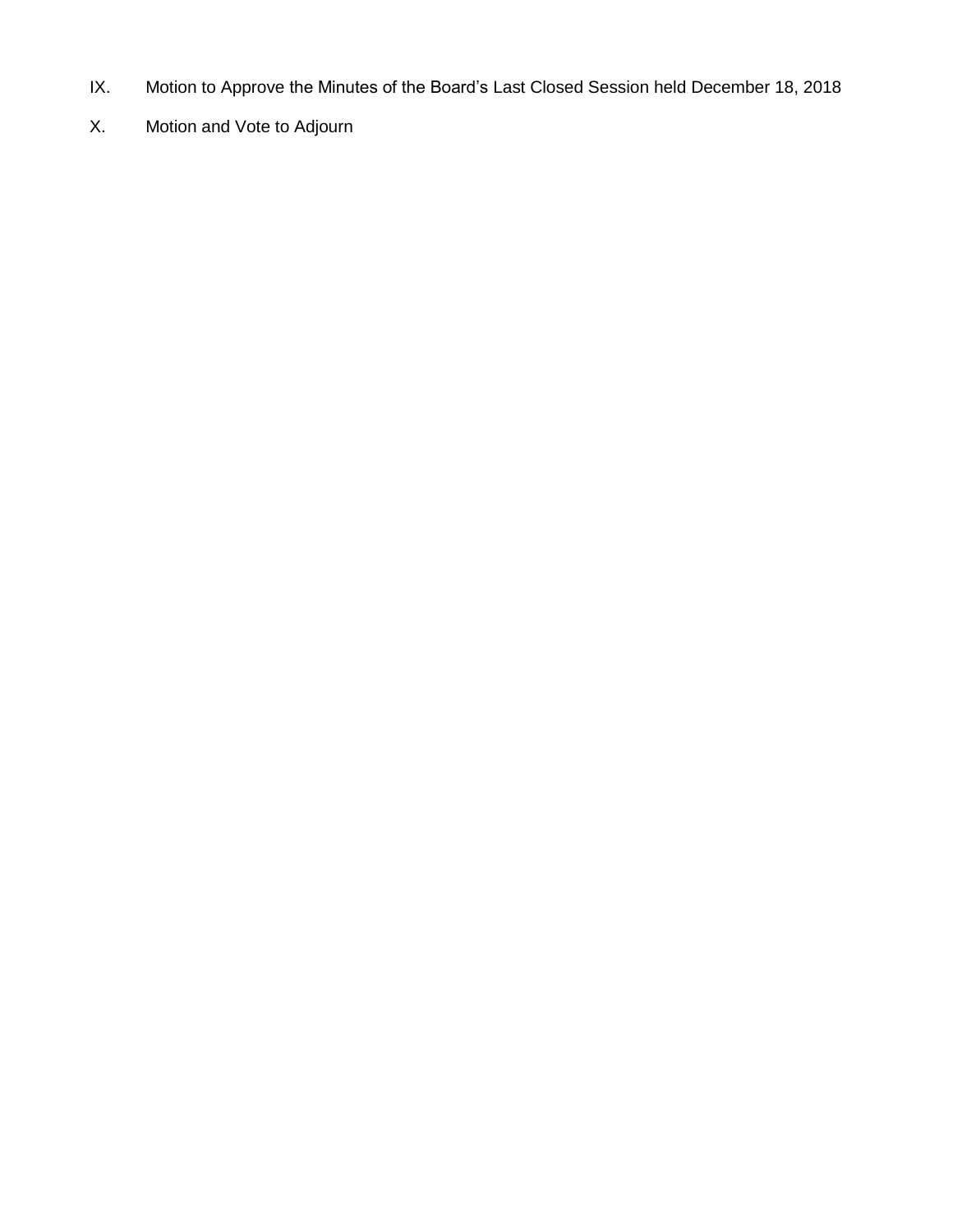IX. Motion to Approve the Minutes of the Board's Last Closed Session held December 18, 2018

X. Motion and Vote to Adjourn